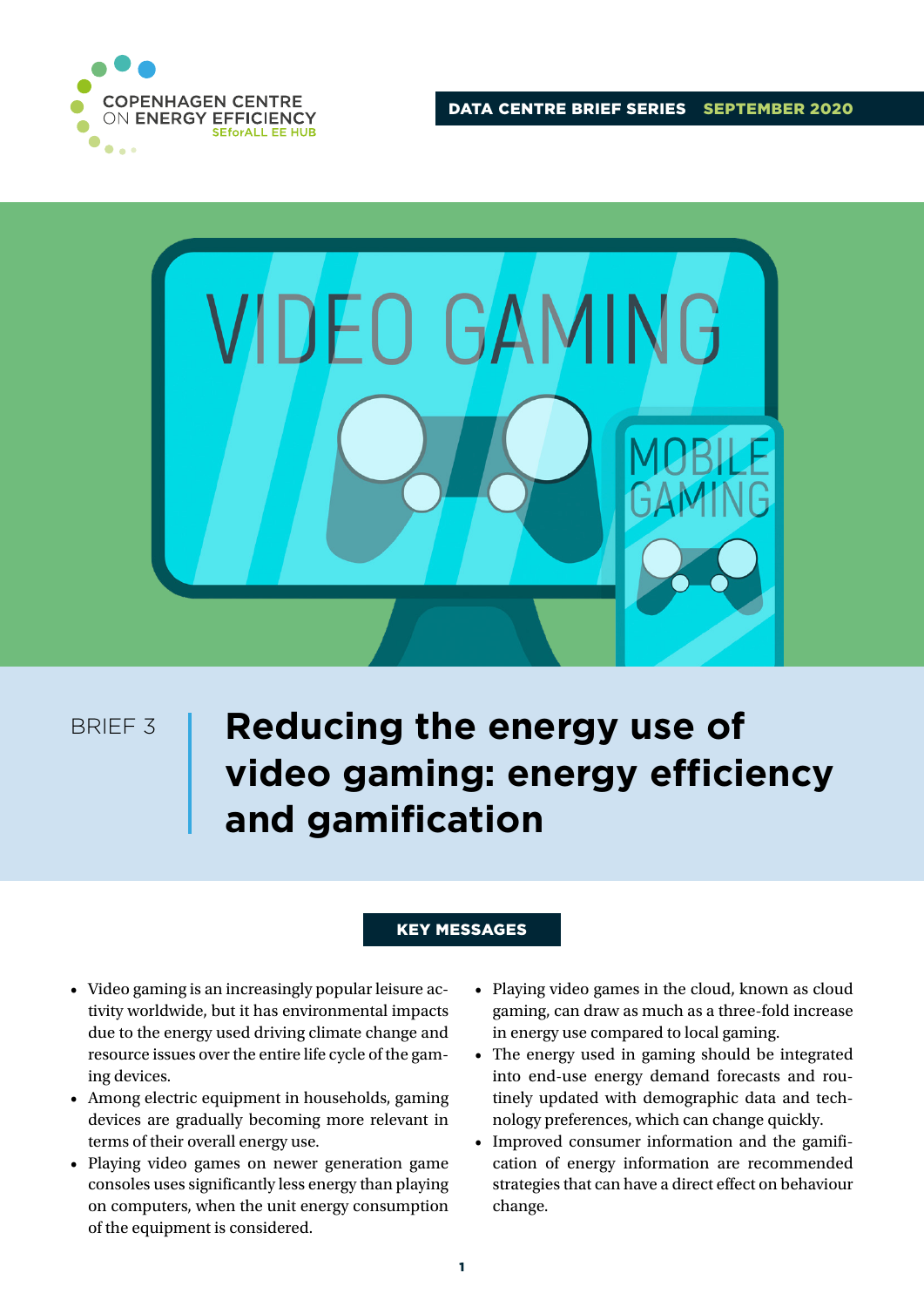COPENHAGEN CENTRE ON ENERGY EFFICIENCY
SEforALL EE HUB

DATA CENTRE BRIEF SERIES SEPTEMBER 2020

BRIEF 3

# Reducing the energy use of video gaming: energy efficiency and gamification

## KEY MESSAGES

- Video gaming is an increasingly popular leisure activity worldwide, but it has environmental impacts due to the energy used driving climate change and resource issues over the entire life cycle of the gaming devices.
- Among electric equipment in households, gaming devices are gradually becoming more relevant in terms of their overall energy use.
- Playing video games on newer generation game consoles uses significantly less energy than playing on computers, when the unit energy consumption of the equipment is considered.
- Playing video games in the cloud, known as cloud gaming, can draw as much as a three-fold increase in energy use compared to local gaming.
- The energy used in gaming should be integrated into end-use energy demand forecasts and routinely updated with demographic data and technology preferences, which can change quickly.
- Improved consumer information and the gamification of energy information are recommended strategies that can have a direct effect on behaviour change.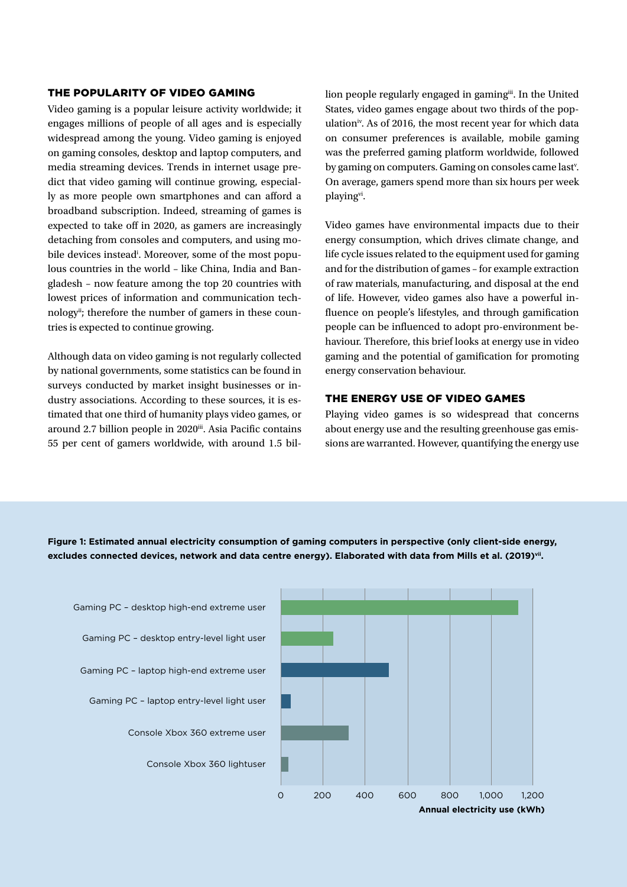## THE POPULARITY OF VIDEO GAMING

Video gaming is a popular leisure activity worldwide; it engages millions of people of all ages and is especially widespread among the young. Video gaming is enjoyed on gaming consoles, desktop and laptop computers, and media streaming devices. Trends in internet usage predict that video gaming will continue growing, especially as more people own smartphones and can afford a broadband subscription. Indeed, streaming of games is expected to take off in 2020, as gamers are increasingly detaching from consoles and computers, and using mobile devices instead[i]. Moreover, some of the most populous countries in the world – like China, India and Bangladesh – now feature among the top 20 countries with lowest prices of information and communication technology[ii]; therefore the number of gamers in these countries is expected to continue growing.

Although data on video gaming is not regularly collected by national governments, some statistics can be found in surveys conducted by market insight businesses or industry associations. According to these sources, it is estimated that one third of humanity plays video games, or around 2.7 billion people in 2020[iii]. Asia Pacific contains 55 per cent of gamers worldwide, with around 1.5 billion people regularly engaged in gaming[iii]. In the United States, video games engage about two thirds of the population[iv]. As of 2016, the most recent year for which data on consumer preferences is available, mobile gaming was the preferred gaming platform worldwide, followed by gaming on computers. Gaming on consoles came last[v]. On average, gamers spend more than six hours per week playing[vi].

Video games have environmental impacts due to their energy consumption, which drives climate change, and life cycle issues related to the equipment used for gaming and for the distribution of games – for example extraction of raw materials, manufacturing, and disposal at the end of life. However, video games also have a powerful influence on people's lifestyles, and through gamification people can be influenced to adopt pro-environment behaviour. Therefore, this brief looks at energy use in video gaming and the potential of gamification for promoting energy conservation behaviour.

## THE ENERGY USE OF VIDEO GAMES

Playing video games is so widespread that concerns about energy use and the resulting greenhouse gas emissions are warranted. However, quantifying the energy use

**Figure 1: Estimated annual electricity consumption of gaming computers in perspective (only client-side energy, excludes connected devices, network and data centre energy). Elaborated with data from Mills et al. (2019)[vii].**

| Category | Annual electricity use (kWh) (approx.) |
|---|---|
| Gaming PC – desktop high-end extreme user | ~1,130 |
| Gaming PC – desktop entry-level light user | ~250 |
| Gaming PC – laptop high-end extreme user | ~510 |
| Gaming PC – laptop entry-level light user | ~45 |
| Console Xbox 360 extreme user | ~320 |
| Console Xbox 360 lightuser | ~35 |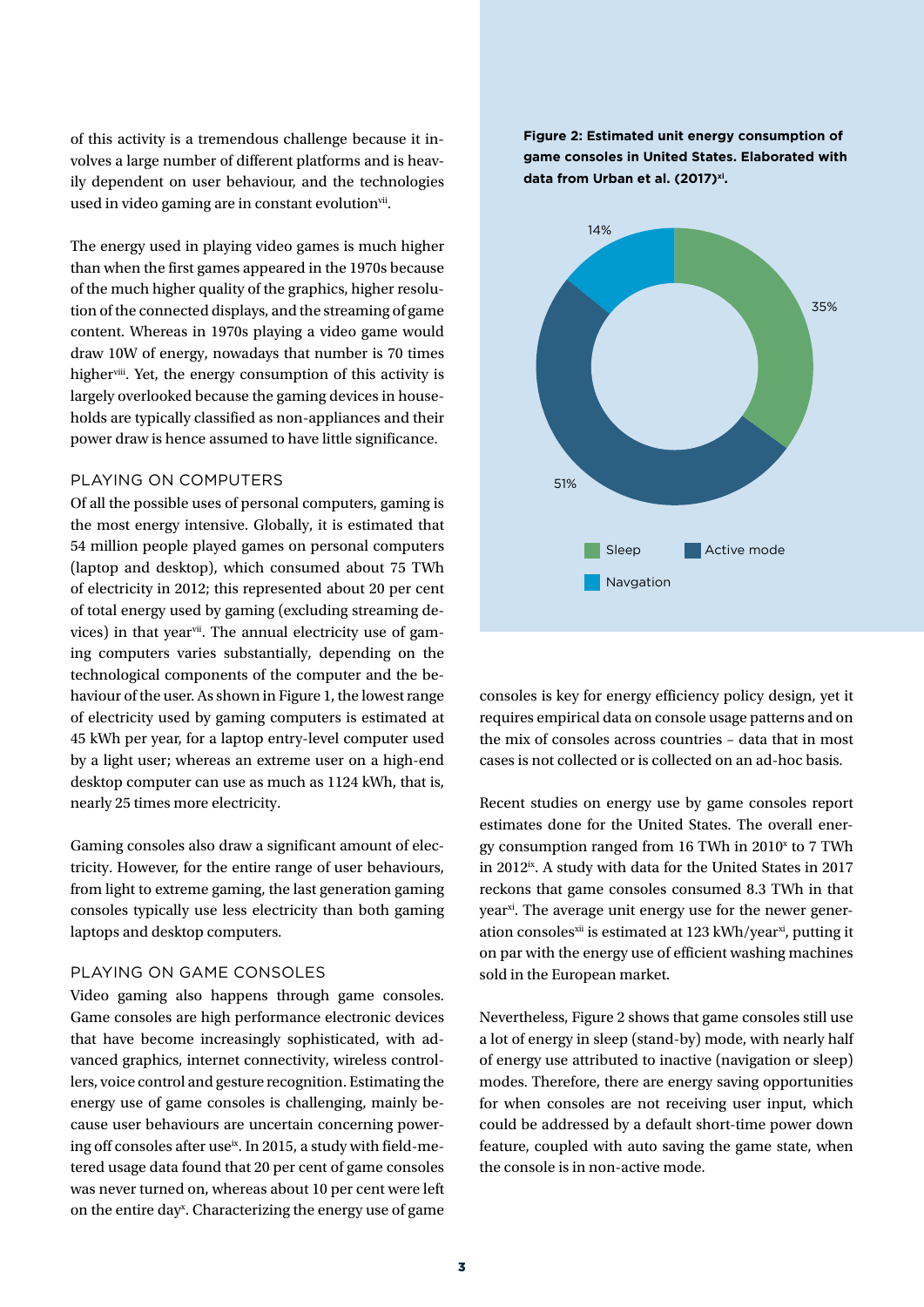of this activity is a tremendous challenge because it involves a large number of different platforms and is heavily dependent on user behaviour, and the technologies used in video gaming are in constant evolution[vii].

The energy used in playing video games is much higher than when the first games appeared in the 1970s because of the much higher quality of the graphics, higher resolution of the connected displays, and the streaming of game content. Whereas in 1970s playing a video game would draw 10W of energy, nowadays that number is 70 times higher[viii]. Yet, the energy consumption of this activity is largely overlooked because the gaming devices in households are typically classified as non-appliances and their power draw is hence assumed to have little significance.

### PLAYING ON COMPUTERS

Of all the possible uses of personal computers, gaming is the most energy intensive. Globally, it is estimated that 54 million people played games on personal computers (laptop and desktop), which consumed about 75 TWh of electricity in 2012; this represented about 20 per cent of total energy used by gaming (excluding streaming devices) in that year[vii]. The annual electricity use of gaming computers varies substantially, depending on the technological components of the computer and the behaviour of the user. As shown in Figure 1, the lowest range of electricity used by gaming computers is estimated at 45 kWh per year, for a laptop entry-level computer used by a light user; whereas an extreme user on a high-end desktop computer can use as much as 1124 kWh, that is, nearly 25 times more electricity.

Gaming consoles also draw a significant amount of electricity. However, for the entire range of user behaviours, from light to extreme gaming, the last generation gaming consoles typically use less electricity than both gaming laptops and desktop computers.

### PLAYING ON GAME CONSOLES

Video gaming also happens through game consoles. Game consoles are high performance electronic devices that have become increasingly sophisticated, with advanced graphics, internet connectivity, wireless controllers, voice control and gesture recognition. Estimating the energy use of game consoles is challenging, mainly because user behaviours are uncertain concerning powering off consoles after use[ix]. In 2015, a study with field-metered usage data found that 20 per cent of game consoles was never turned on, whereas about 10 per cent were left on the entire day[x]. Characterizing the energy use of game consoles is key for energy efficiency policy design, yet it requires empirical data on console usage patterns and on the mix of consoles across countries – data that in most cases is not collected or is collected on an ad-hoc basis.

**Figure 2: Estimated unit energy consumption of game consoles in United States. Elaborated with data from Urban et al. (2017)[xi].**

| Mode | Share |
|---|---|
| Sleep | 35% |
| Active mode | 51% |
| Navgation | 14% |

Recent studies on energy use by game consoles report estimates done for the United States. The overall energy consumption ranged from 16 TWh in 2010[x] to 7 TWh in 2012[ix]. A study with data for the United States in 2017 reckons that game consoles consumed 8.3 TWh in that year[xi]. The average unit energy use for the newer generation consoles[xii] is estimated at 123 kWh/year[xi], putting it on par with the energy use of efficient washing machines sold in the European market.

Nevertheless, Figure 2 shows that game consoles still use a lot of energy in sleep (stand-by) mode, with nearly half of energy use attributed to inactive (navigation or sleep) modes. Therefore, there are energy saving opportunities for when consoles are not receiving user input, which could be addressed by a default short-time power down feature, coupled with auto saving the game state, when the console is in non-active mode.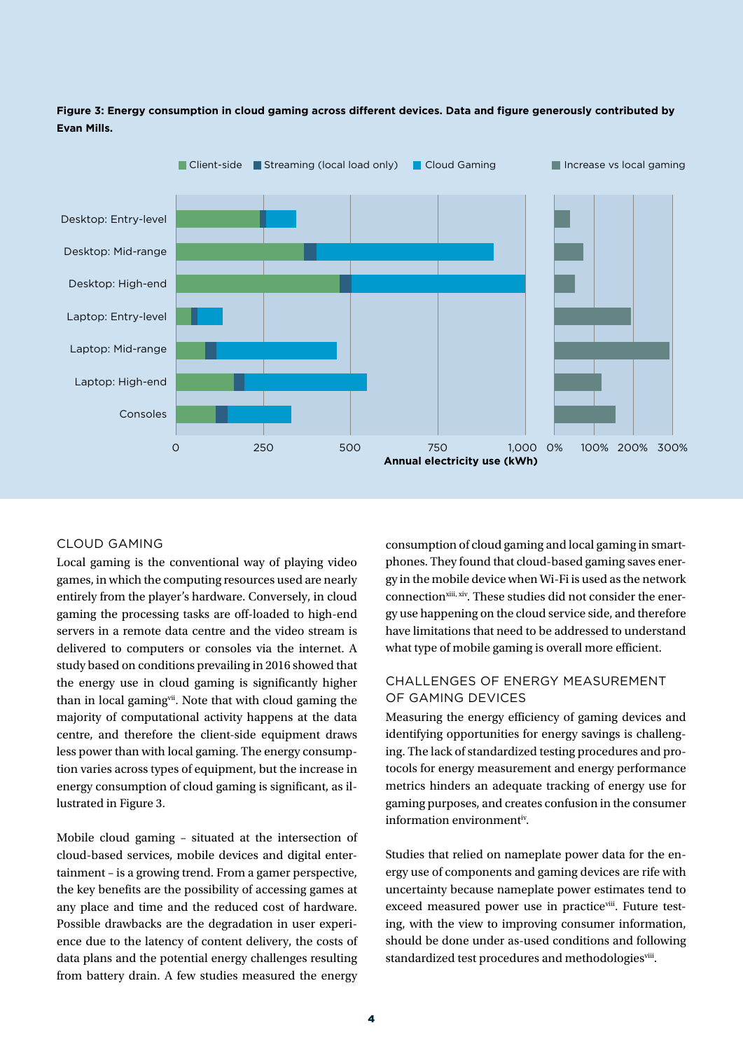**Figure 3: Energy consumption in cloud gaming across different devices. Data and figure generously contributed by Evan Mills.**

### CLOUD GAMING

Local gaming is the conventional way of playing video games, in which the computing resources used are nearly entirely from the player's hardware. Conversely, in cloud gaming the processing tasks are off-loaded to high-end servers in a remote data centre and the video stream is delivered to computers or consoles via the internet. A study based on conditions prevailing in 2016 showed that the energy use in cloud gaming is significantly higher than in local gaming[vii]. Note that with cloud gaming the majority of computational activity happens at the data centre, and therefore the client-side equipment draws less power than with local gaming. The energy consumption varies across types of equipment, but the increase in energy consumption of cloud gaming is significant, as illustrated in Figure 3.

Mobile cloud gaming – situated at the intersection of cloud-based services, mobile devices and digital entertainment – is a growing trend. From a gamer perspective, the key benefits are the possibility of accessing games at any place and time and the reduced cost of hardware. Possible drawbacks are the degradation in user experience due to the latency of content delivery, the costs of data plans and the potential energy challenges resulting from battery drain. A few studies measured the energy consumption of cloud gaming and local gaming in smartphones. They found that cloud-based gaming saves energy in the mobile device when Wi-Fi is used as the network connection[xiii, xiv]. These studies did not consider the energy use happening on the cloud service side, and therefore have limitations that need to be addressed to understand what type of mobile gaming is overall more efficient.

### CHALLENGES OF ENERGY MEASUREMENT OF GAMING DEVICES

Measuring the energy efficiency of gaming devices and identifying opportunities for energy savings is challenging. The lack of standardized testing procedures and protocols for energy measurement and energy performance metrics hinders an adequate tracking of energy use for gaming purposes, and creates confusion in the consumer information environment[iv].

Studies that relied on nameplate power data for the energy use of components and gaming devices are rife with uncertainty because nameplate power estimates tend to exceed measured power use in practice[viii]. Future testing, with the view to improving consumer information, should be done under as-used conditions and following standardized test procedures and methodologies[viii].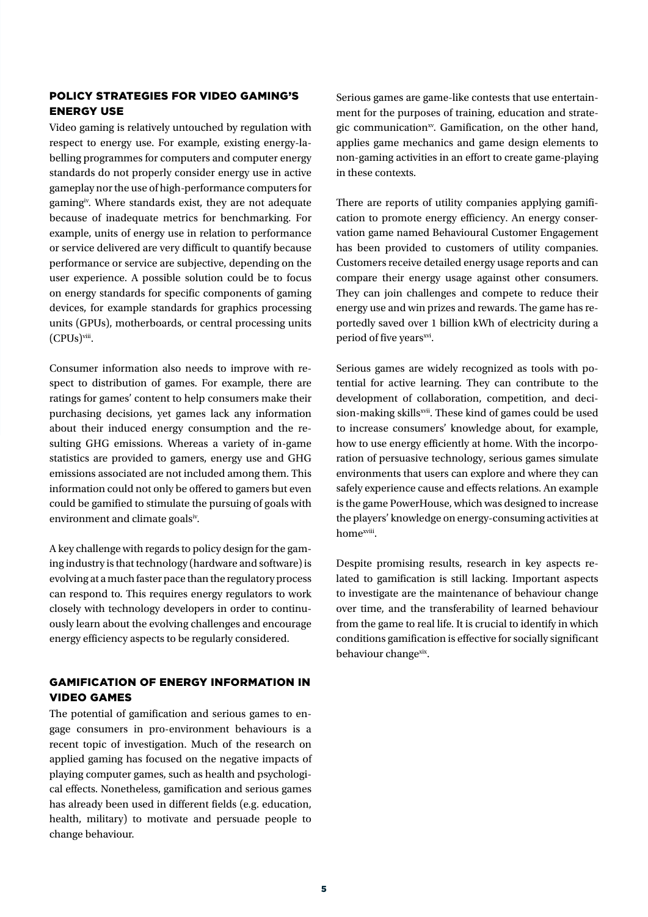## POLICY STRATEGIES FOR VIDEO GAMING'S ENERGY USE

Video gaming is relatively untouched by regulation with respect to energy use. For example, existing energy-labelling programmes for computers and computer energy standards do not properly consider energy use in active gameplay nor the use of high-performance computers for gaming[iv]. Where standards exist, they are not adequate because of inadequate metrics for benchmarking. For example, units of energy use in relation to performance or service delivered are very difficult to quantify because performance or service are subjective, depending on the user experience. A possible solution could be to focus on energy standards for specific components of gaming devices, for example standards for graphics processing units (GPUs), motherboards, or central processing units (CPUs)[viii].

Consumer information also needs to improve with respect to distribution of games. For example, there are ratings for games' content to help consumers make their purchasing decisions, yet games lack any information about their induced energy consumption and the resulting GHG emissions. Whereas a variety of in-game statistics are provided to gamers, energy use and GHG emissions associated are not included among them. This information could not only be offered to gamers but even could be gamified to stimulate the pursuing of goals with environment and climate goals[iv].

A key challenge with regards to policy design for the gaming industry is that technology (hardware and software) is evolving at a much faster pace than the regulatory process can respond to. This requires energy regulators to work closely with technology developers in order to continuously learn about the evolving challenges and encourage energy efficiency aspects to be regularly considered.

## GAMIFICATION OF ENERGY INFORMATION IN VIDEO GAMES

The potential of gamification and serious games to engage consumers in pro-environment behaviours is a recent topic of investigation. Much of the research on applied gaming has focused on the negative impacts of playing computer games, such as health and psychological effects. Nonetheless, gamification and serious games has already been used in different fields (e.g. education, health, military) to motivate and persuade people to change behaviour.

Serious games are game-like contests that use entertainment for the purposes of training, education and strategic communication[xv]. Gamification, on the other hand, applies game mechanics and game design elements to non-gaming activities in an effort to create game-playing in these contexts.

There are reports of utility companies applying gamification to promote energy efficiency. An energy conservation game named Behavioural Customer Engagement has been provided to customers of utility companies. Customers receive detailed energy usage reports and can compare their energy usage against other consumers. They can join challenges and compete to reduce their energy use and win prizes and rewards. The game has reportedly saved over 1 billion kWh of electricity during a period of five years[xvi].

Serious games are widely recognized as tools with potential for active learning. They can contribute to the development of collaboration, competition, and decision-making skills[xvii]. These kind of games could be used to increase consumers' knowledge about, for example, how to use energy efficiently at home. With the incorporation of persuasive technology, serious games simulate environments that users can explore and where they can safely experience cause and effects relations. An example is the game PowerHouse, which was designed to increase the players' knowledge on energy-consuming activities at home[xviii].

Despite promising results, research in key aspects related to gamification is still lacking. Important aspects to investigate are the maintenance of behaviour change over time, and the transferability of learned behaviour from the game to real life. It is crucial to identify in which conditions gamification is effective for socially significant behaviour change[xix].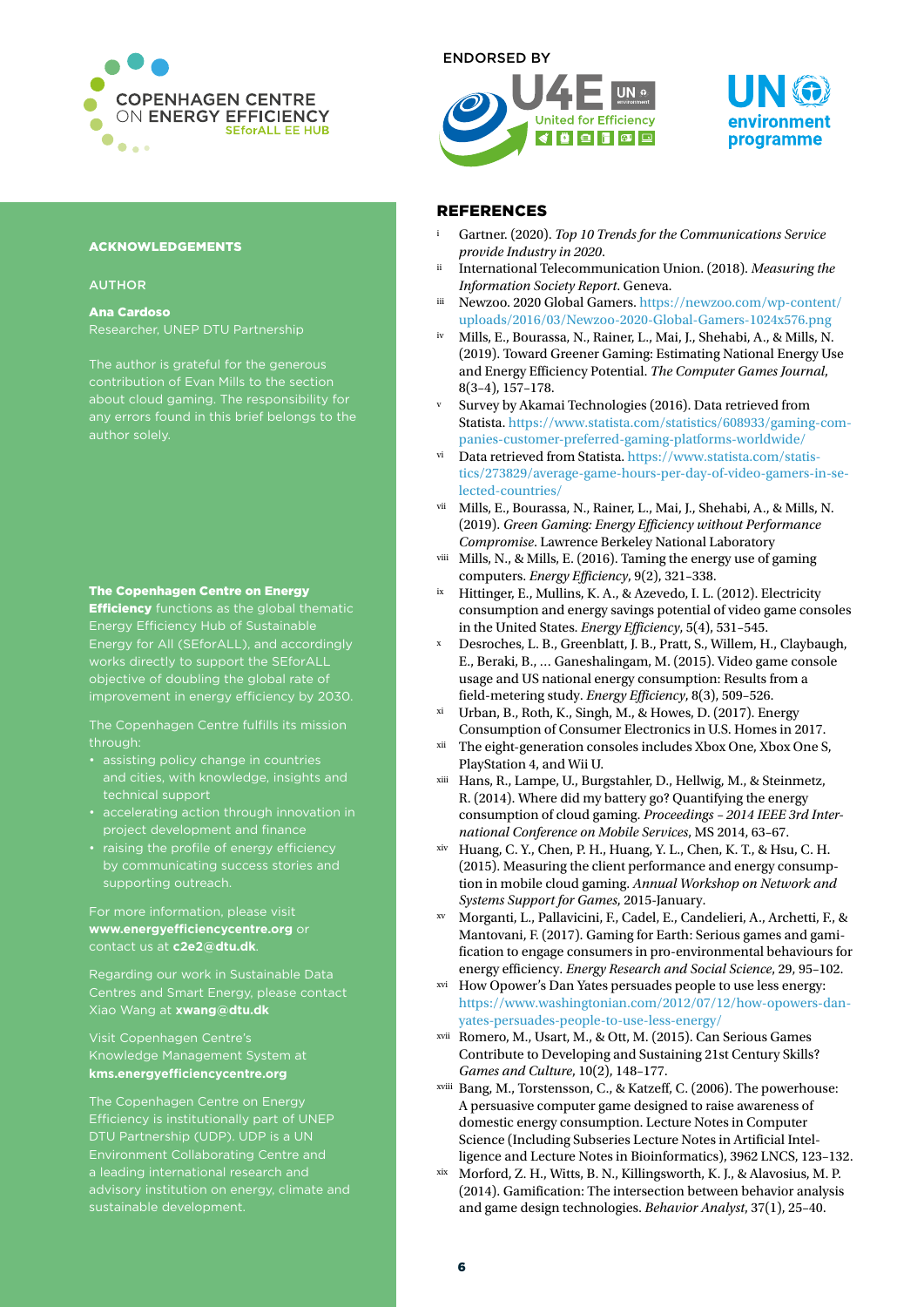COPENHAGEN CENTRE ON ENERGY EFFICIENCY
SEforALL EE HUB

ENDORSED BY

U4E United for Efficiency

UN environment programme

## ACKNOWLEDGEMENTS

AUTHOR

**Ana Cardoso**
Researcher, UNEP DTU Partnership

The author is grateful for the generous contribution of Evan Mills to the section about cloud gaming. The responsibility for any errors found in this brief belongs to the author solely.

**The Copenhagen Centre on Energy Efficiency** functions as the global thematic Energy Efficiency Hub of Sustainable Energy for All (SEforALL), and accordingly works directly to support the SEforALL objective of doubling the global rate of improvement in energy efficiency by 2030.

The Copenhagen Centre fulfills its mission through:

- assisting policy change in countries and cities, with knowledge, insights and technical support
- accelerating action through innovation in project development and finance
- raising the profile of energy efficiency by communicating success stories and supporting outreach.

For more information, please visit **www.energyefficiencycentre.org** or contact us at **c2e2@dtu.dk**.

Regarding our work in Sustainable Data Centres and Smart Energy, please contact Xiao Wang at **xwang@dtu.dk**

Visit Copenhagen Centre's Knowledge Management System at **kms.energyefficiencycentre.org**

The Copenhagen Centre on Energy Efficiency is institutionally part of UNEP DTU Partnership (UDP). UDP is a UN Environment Collaborating Centre and a leading international research and advisory institution on energy, climate and sustainable development.

## REFERENCES

[i] Gartner. (2020). *Top 10 Trends for the Communications Service provide Industry in 2020.*

[ii] International Telecommunication Union. (2018). *Measuring the Information Society Report*. Geneva.

[iii] Newzoo. 2020 Global Gamers. https://newzoo.com/wp-content/uploads/2016/03/Newzoo-2020-Global-Gamers-1024x576.png

[iv] Mills, E., Bourassa, N., Rainer, L., Mai, J., Shehabi, A., & Mills, N. (2019). Toward Greener Gaming: Estimating National Energy Use and Energy Efficiency Potential. *The Computer Games Journal*, 8(3–4), 157–178.

[v] Survey by Akamai Technologies (2016). Data retrieved from Statista. https://www.statista.com/statistics/608933/gaming-companies-customer-preferred-gaming-platforms-worldwide/

[vi] Data retrieved from Statista. https://www.statista.com/statistics/273829/average-game-hours-per-day-of-video-gamers-in-selected-countries/

[vii] Mills, E., Bourassa, N., Rainer, L., Mai, J., Shehabi, A., & Mills, N. (2019). *Green Gaming: Energy Efficiency without Performance Compromise*. Lawrence Berkeley National Laboratory

[viii] Mills, N., & Mills, E. (2016). Taming the energy use of gaming computers. *Energy Efficiency*, 9(2), 321–338.

[ix] Hittinger, E., Mullins, K. A., & Azevedo, I. L. (2012). Electricity consumption and energy savings potential of video game consoles in the United States. *Energy Efficiency*, 5(4), 531–545.

[x] Desroches, L. B., Greenblatt, J. B., Pratt, S., Willem, H., Claybaugh, E., Beraki, B., … Ganeshalingam, M. (2015). Video game console usage and US national energy consumption: Results from a field-metering study. *Energy Efficiency*, 8(3), 509–526.

[xi] Urban, B., Roth, K., Singh, M., & Howes, D. (2017). Energy Consumption of Consumer Electronics in U.S. Homes in 2017.

[xii] The eight-generation consoles includes Xbox One, Xbox One S, PlayStation 4, and Wii U.

[xiii] Hans, R., Lampe, U., Burgstahler, D., Hellwig, M., & Steinmetz, R. (2014). Where did my battery go? Quantifying the energy consumption of cloud gaming. *Proceedings – 2014 IEEE 3rd International Conference on Mobile Services*, MS 2014, 63–67.

[xiv] Huang, C. Y., Chen, P. H., Huang, Y. L., Chen, K. T., & Hsu, C. H. (2015). Measuring the client performance and energy consumption in mobile cloud gaming. *Annual Workshop on Network and Systems Support for Games*, 2015-January.

[xv] Morganti, L., Pallavicini, F., Cadel, E., Candelieri, A., Archetti, F., & Mantovani, F. (2017). Gaming for Earth: Serious games and gamification to engage consumers in pro-environmental behaviours for energy efficiency. *Energy Research and Social Science*, 29, 95–102.

[xvi] How Opower's Dan Yates persuades people to use less energy: https://www.washingtonian.com/2012/07/12/how-opowers-dan-yates-persuades-people-to-use-less-energy/

[xvii] Romero, M., Usart, M., & Ott, M. (2015). Can Serious Games Contribute to Developing and Sustaining 21st Century Skills? *Games and Culture*, 10(2), 148–177.

[xviii] Bang, M., Torstensson, C., & Katzeff, C. (2006). The powerhouse: A persuasive computer game designed to raise awareness of domestic energy consumption. Lecture Notes in Computer Science (Including Subseries Lecture Notes in Artificial Intelligence and Lecture Notes in Bioinformatics), 3962 LNCS, 123–132.

[xix] Morford, Z. H., Witts, B. N., Killingsworth, K. J., & Alavosius, M. P. (2014). Gamification: The intersection between behavior analysis and game design technologies. *Behavior Analyst*, 37(1), 25–40.